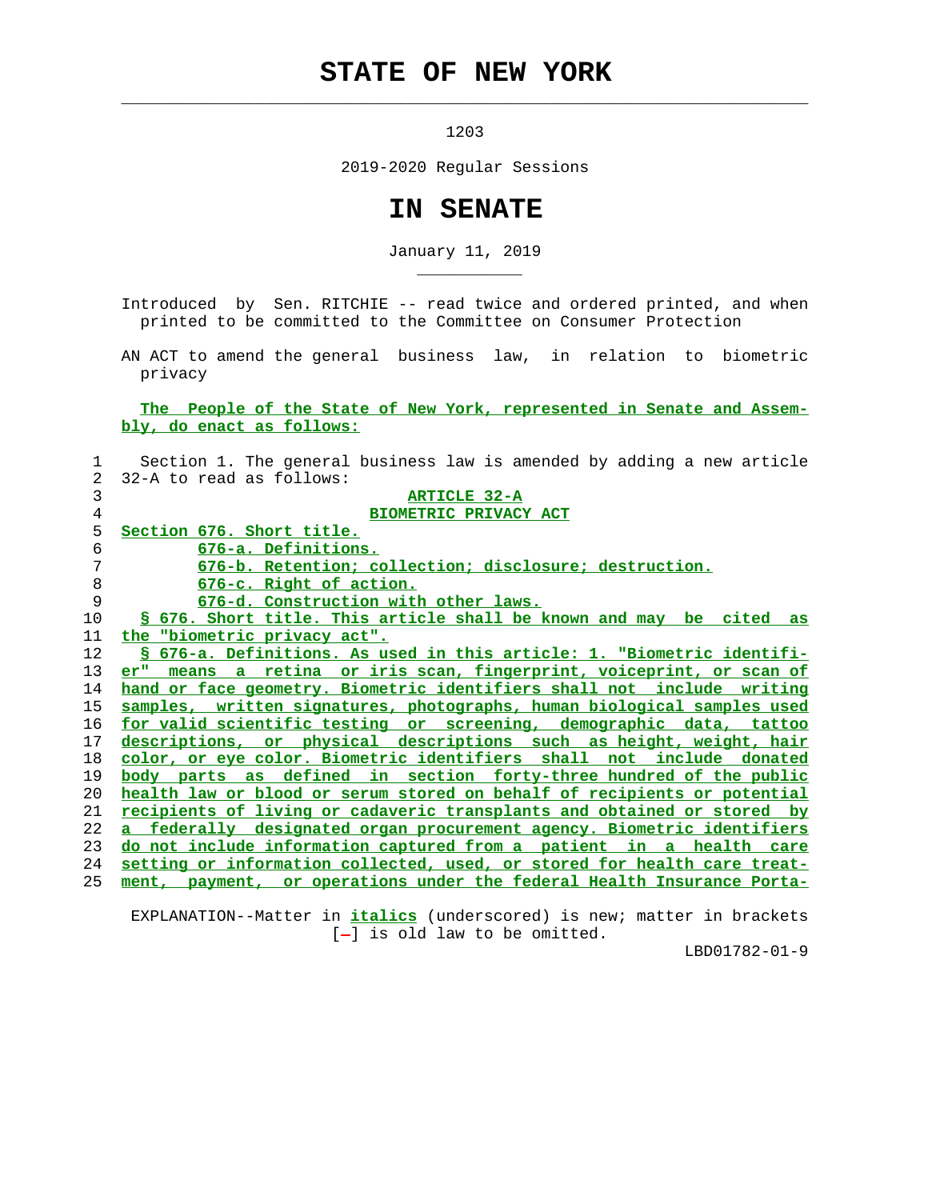# STATE OF NEW YORK

1203

2019-2020 Regular Sessions

# IN SENATE

January 11, 2019

Introduced by Sen. RITCHIE -- read twice and ordered printed, and when printed to be committed to the Committee on Consumer Protection

AN ACT to amend the general business law, in relation to biometric privacy

The People of the State of New York, represented in Senate and Assembly, do enact as follows:

Section 1. The general business law is amended by adding a new article 32-A to read as follows:

## ARTICLE 32-A
## BIOMETRIC PRIVACY ACT

Section 676. Short title.
676-a. Definitions.
676-b. Retention; collection; disclosure; destruction.
676-c. Right of action.
676-d. Construction with other laws.

§ 676. Short title. This article shall be known and may be cited as the "biometric privacy act".

§ 676-a. Definitions. As used in this article: 1. "Biometric identifier" means a retina or iris scan, fingerprint, voiceprint, or scan of hand or face geometry. Biometric identifiers shall not include writing samples, written signatures, photographs, human biological samples used for valid scientific testing or screening, demographic data, tattoo descriptions, or physical descriptions such as height, weight, hair color, or eye color. Biometric identifiers shall not include donated body parts as defined in section forty-three hundred of the public health law or blood or serum stored on behalf of recipients or potential recipients of living or cadaveric transplants and obtained or stored by a federally designated organ procurement agency. Biometric identifiers do not include information captured from a patient in a health care setting or information collected, used, or stored for health care treatment, payment, or operations under the federal Health Insurance Porta-

EXPLANATION--Matter in *italics* (underscored) is new; matter in brackets [-] is old law to be omitted.

LBD01782-01-9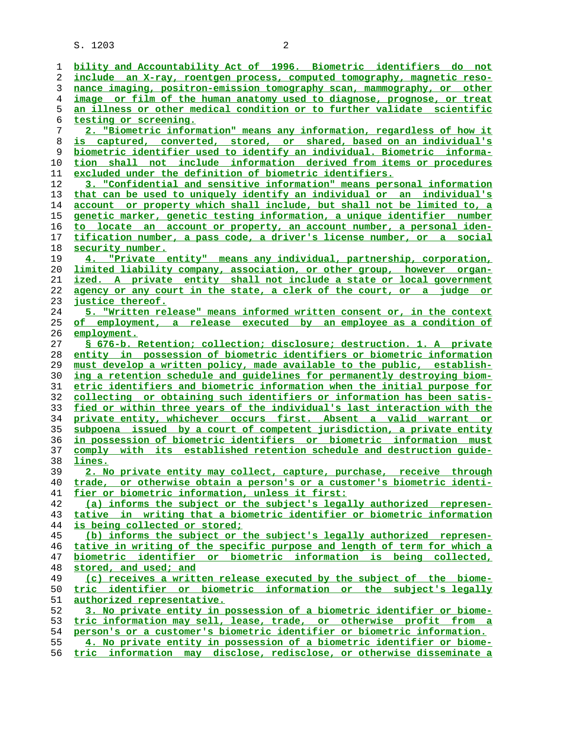bility and Accountability Act of 1996. Biometric identifiers do not include an X-ray, roentgen process, computed tomography, magnetic resonance imaging, positron-emission tomography scan, mammography, or other image or film of the human anatomy used to diagnose, prognose, or treat an illness or other medical condition or to further validate scientific testing or screening.

2. "Biometric information" means any information, regardless of how it is captured, converted, stored, or shared, based on an individual's biometric identifier used to identify an individual. Biometric information shall not include information derived from items or procedures excluded under the definition of biometric identifiers.

3. "Confidential and sensitive information" means personal information that can be used to uniquely identify an individual or an individual's account or property which shall include, but shall not be limited to, a genetic marker, genetic testing information, a unique identifier number to locate an account or property, an account number, a personal identification number, a pass code, a driver's license number, or a social security number.

4. "Private entity" means any individual, partnership, corporation, limited liability company, association, or other group, however organized. A private entity shall not include a state or local government agency or any court in the state, a clerk of the court, or a judge or justice thereof.

5. "Written release" means informed written consent or, in the context of employment, a release executed by an employee as a condition of employment.

§ 676-b. Retention; collection; disclosure; destruction. 1. A private entity in possession of biometric identifiers or biometric information must develop a written policy, made available to the public, establishing a retention schedule and guidelines for permanently destroying biometric identifiers and biometric information when the initial purpose for collecting or obtaining such identifiers or information has been satisfied or within three years of the individual's last interaction with the private entity, whichever occurs first. Absent a valid warrant or subpoena issued by a court of competent jurisdiction, a private entity in possession of biometric identifiers or biometric information must comply with its established retention schedule and destruction guidelines.

2. No private entity may collect, capture, purchase, receive through trade, or otherwise obtain a person's or a customer's biometric identifier or biometric information, unless it first:

(a) informs the subject or the subject's legally authorized representative in writing that a biometric identifier or biometric information is being collected or stored;

(b) informs the subject or the subject's legally authorized representative in writing of the specific purpose and length of term for which a biometric identifier or biometric information is being collected, stored, and used; and

(c) receives a written release executed by the subject of the biometric identifier or biometric information or the subject's legally authorized representative.

3. No private entity in possession of a biometric identifier or biometric information may sell, lease, trade, or otherwise profit from a person's or a customer's biometric identifier or biometric information.

4. No private entity in possession of a biometric identifier or biometric information may disclose, redisclose, or otherwise disseminate a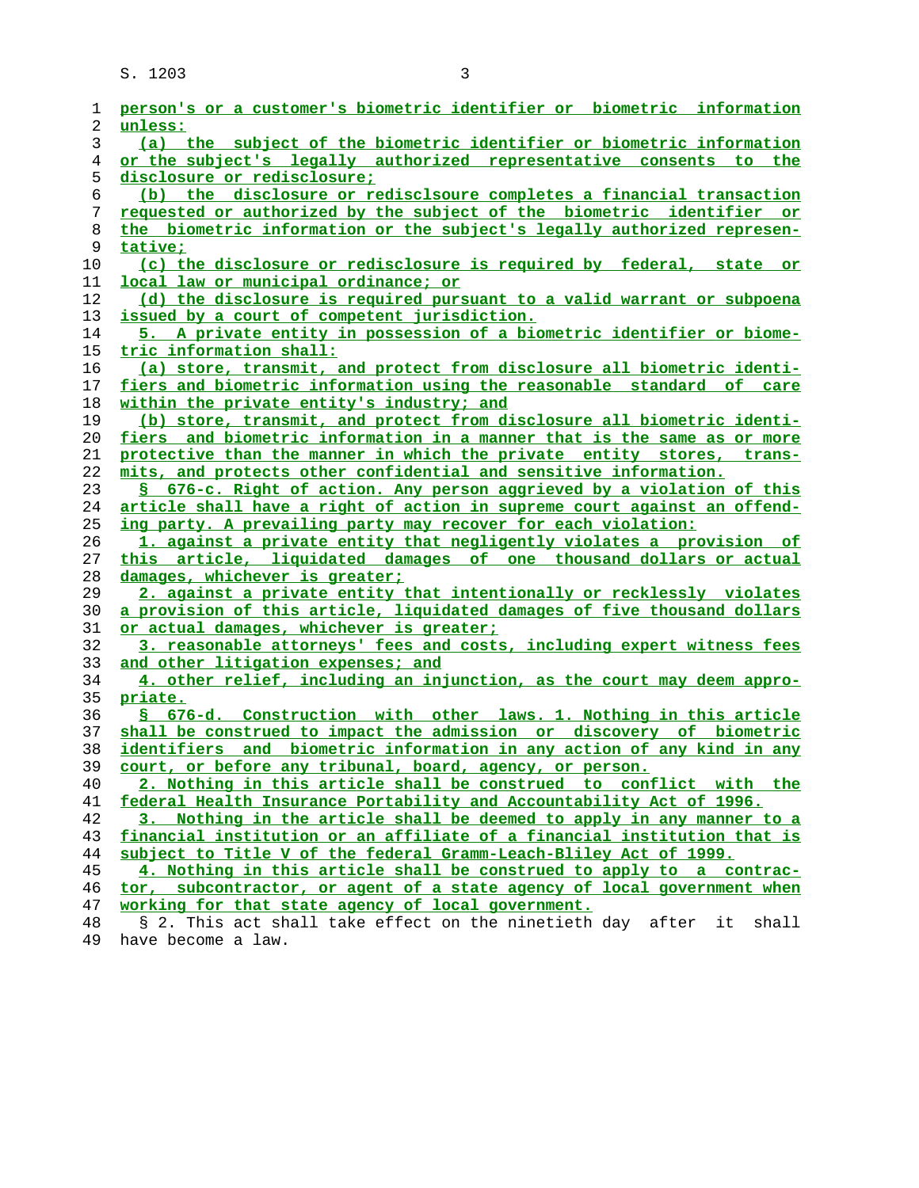person's or a customer's biometric identifier or biometric information unless:

(a) the subject of the biometric identifier or biometric information or the subject's legally authorized representative consents to the disclosure or redisclosure;

(b) the disclosure or redisclsoure completes a financial transaction requested or authorized by the subject of the biometric identifier or the biometric information or the subject's legally authorized representative;

(c) the disclosure or redisclosure is required by federal, state or local law or municipal ordinance; or

(d) the disclosure is required pursuant to a valid warrant or subpoena issued by a court of competent jurisdiction.

5. A private entity in possession of a biometric identifier or biometric information shall:

(a) store, transmit, and protect from disclosure all biometric identifiers and biometric information using the reasonable standard of care within the private entity's industry; and

(b) store, transmit, and protect from disclosure all biometric identifiers and biometric information in a manner that is the same as or more protective than the manner in which the private entity stores, transmits, and protects other confidential and sensitive information.

§ 676-c. Right of action. Any person aggrieved by a violation of this article shall have a right of action in supreme court against an offending party. A prevailing party may recover for each violation:

1. against a private entity that negligently violates a provision of this article, liquidated damages of one thousand dollars or actual damages, whichever is greater;

2. against a private entity that intentionally or recklessly violates a provision of this article, liquidated damages of five thousand dollars or actual damages, whichever is greater;

3. reasonable attorneys' fees and costs, including expert witness fees and other litigation expenses; and

4. other relief, including an injunction, as the court may deem appropriate.

§ 676-d. Construction with other laws. 1. Nothing in this article shall be construed to impact the admission or discovery of biometric identifiers and biometric information in any action of any kind in any court, or before any tribunal, board, agency, or person.

2. Nothing in this article shall be construed to conflict with the federal Health Insurance Portability and Accountability Act of 1996.

3. Nothing in the article shall be deemed to apply in any manner to a financial institution or an affiliate of a financial institution that is subject to Title V of the federal Gramm-Leach-Bliley Act of 1999.

4. Nothing in this article shall be construed to apply to a contractor, subcontractor, or agent of a state agency of local government when working for that state agency of local government.

§ 2. This act shall take effect on the ninetieth day after it shall have become a law.